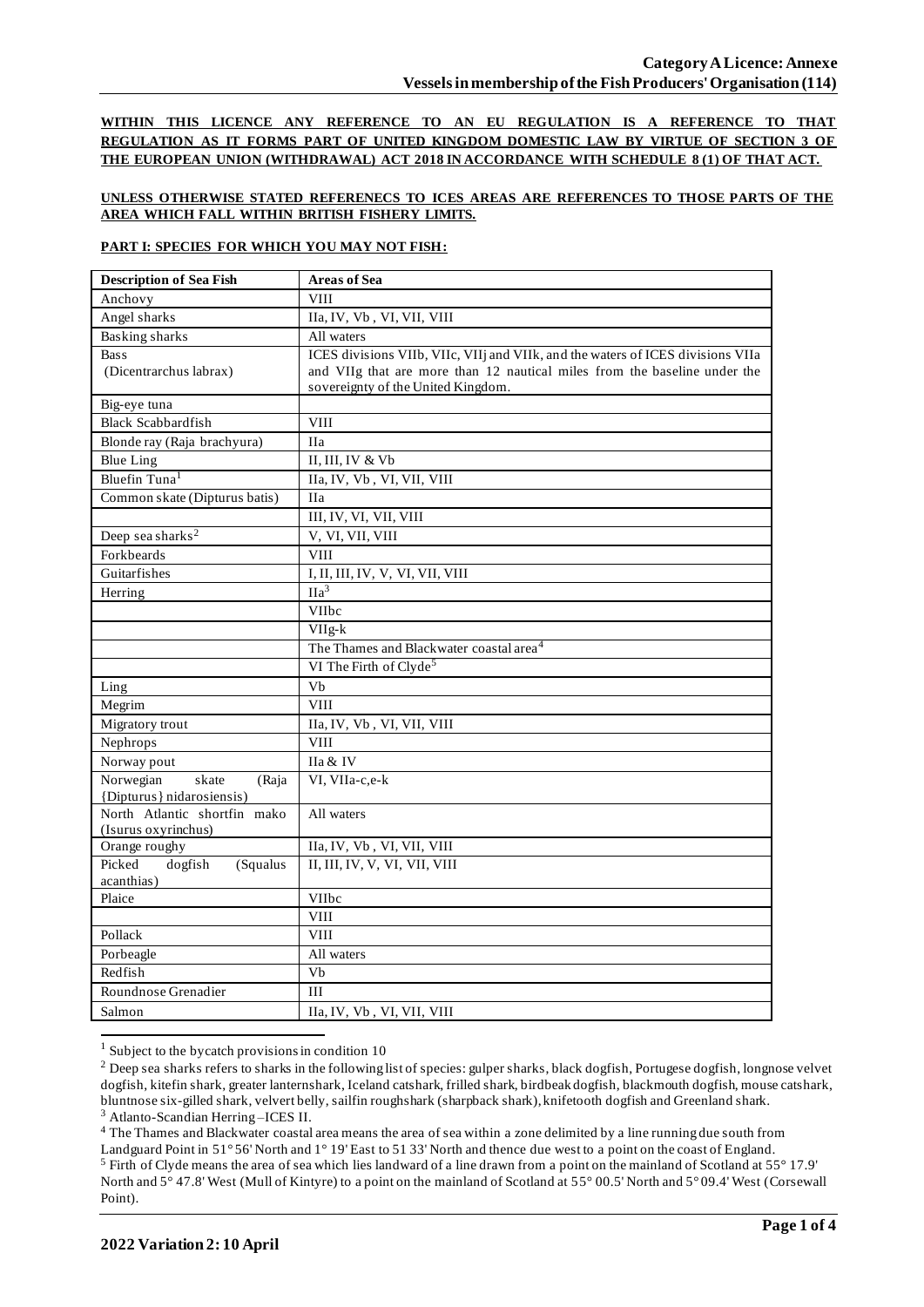**Category A Licence: Annexe**
**Vessels in membership of the Fish Producers' Organisation (114)**

**WITHIN THIS LICENCE ANY REFERENCE TO AN EU REGULATION IS A REFERENCE TO THAT REGULATION AS IT FORMS PART OF UNITED KINGDOM DOMESTIC LAW BY VIRTUE OF SECTION 3 OF THE EUROPEAN UNION (WITHDRAWAL) ACT 2018 IN ACCORDANCE WITH SCHEDULE 8 (1) OF THAT ACT.**

**UNLESS OTHERWISE STATED REFERENECS TO ICES AREAS ARE REFERENCES TO THOSE PARTS OF THE AREA WHICH FALL WITHIN BRITISH FISHERY LIMITS.**

**PART I: SPECIES FOR WHICH YOU MAY NOT FISH:**

| Description of Sea Fish | Areas of Sea |
|---|---|
| Anchovy | VIII |
| Angel sharks | IIa, IV, Vb , VI, VII, VIII |
| Basking sharks | All waters |
| Bass (Dicentrarchus labrax) | ICES divisions VIIb, VIIc, VIIj and VIIk, and the waters of ICES divisions VIIa and VIIg that are more than 12 nautical miles from the baseline under the sovereignty of the United Kingdom. |
| Big-eye tuna | |
| Black Scabbardfish | VIII |
| Blonde ray (Raja brachyura) | IIa |
| Blue Ling | II, III, IV & Vb |
| Bluefin Tuna[1] | IIa, IV, Vb , VI, VII, VIII |
| Common skate (Dipturus batis) | IIa |
| | III, IV, VI, VII, VIII |
| Deep sea sharks[2] | V, VI, VII, VIII |
| Forkbeards | VIII |
| Guitarfishes | I, II, III, IV, V, VI, VII, VIII |
| Herring | IIa[3] |
| | VIIbc |
| | VIIg-k |
| | The Thames and Blackwater coastal area[4] |
| | VI The Firth of Clyde[5] |
| Ling | Vb |
| Megrim | VIII |
| Migratory trout | IIa, IV, Vb , VI, VII, VIII |
| Nephrops | VIII |
| Norway pout | IIa & IV |
| Norwegian skate (Raja {Dipturus} nidarosiensis) | VI, VIIa-c,e-k |
| North Atlantic shortfin mako (Isurus oxyrinchus) | All waters |
| Orange roughy | IIa, IV, Vb , VI, VII, VIII |
| Picked dogfish (Squalus acanthias) | II, III, IV, V, VI, VII, VIII |
| Plaice | VIIbc |
| | VIII |
| Pollack | VIII |
| Porbeagle | All waters |
| Redfish | Vb |
| Roundnose Grenadier | III |
| Salmon | IIa, IV, Vb , VI, VII, VIII |

[1] Subject to the bycatch provisions in condition 10

[2] Deep sea sharks refers to sharks in the following list of species: gulper sharks, black dogfish, Portugese dogfish, longnose velvet dogfish, kitefin shark, greater lanternshark, Iceland catshark, frilled shark, birdbeak dogfish, blackmouth dogfish, mouse catshark, bluntnose six-gilled shark, velvert belly, sailfin roughshark (sharpback shark), knifetooth dogfish and Greenland shark.

[3] Atlanto-Scandian Herring –ICES II.

[4] The Thames and Blackwater coastal area means the area of sea within a zone delimited by a line running due south from Landguard Point in 51° 56' North and 1° 19' East to 51 33' North and thence due west to a point on the coast of England.

[5] Firth of Clyde means the area of sea which lies landward of a line drawn from a point on the mainland of Scotland at 55° 17.9' North and 5° 47.8' West (Mull of Kintyre) to a point on the mainland of Scotland at 55° 00.5' North and 5° 09.4' West (Corsewall Point).

**2022 Variation 2: 10 April**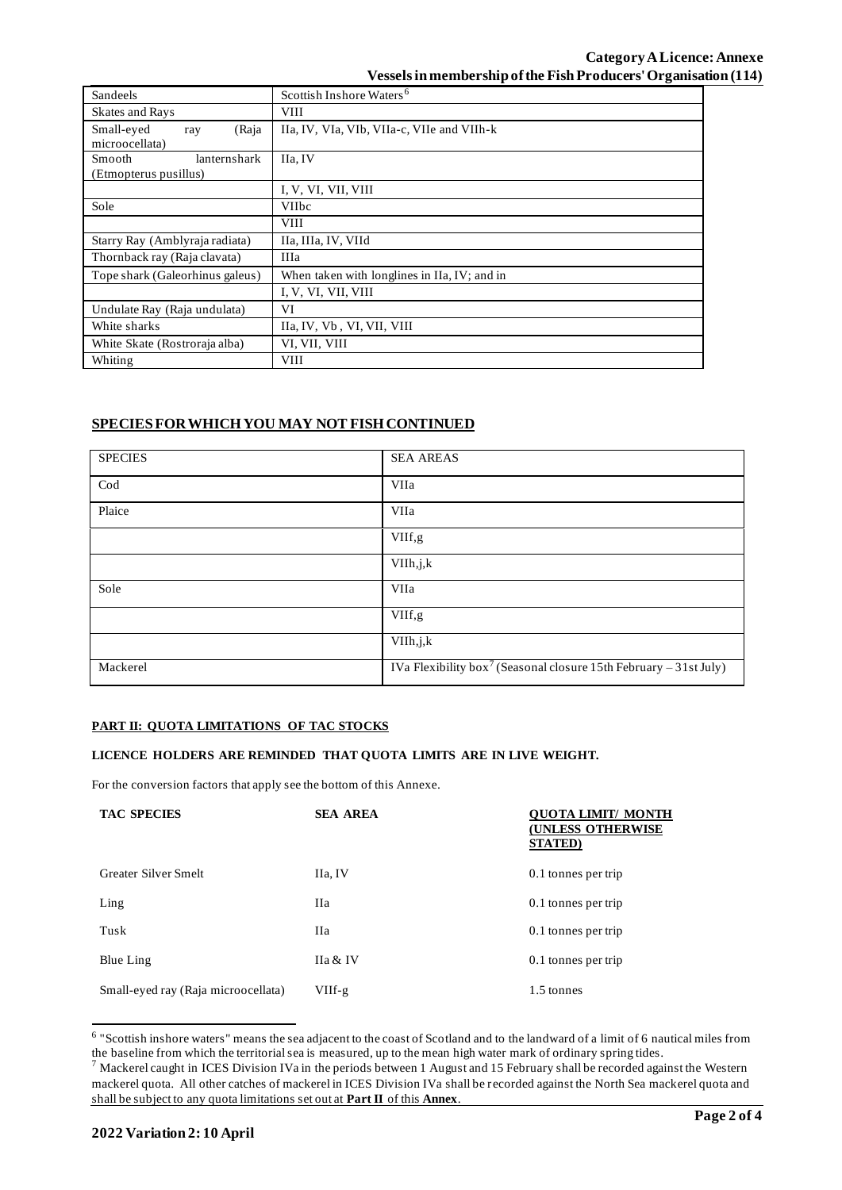| | |
|---|---|
| Sandeels | Scottish Inshore Waters[6] |
| Skates and Rays | VIII |
| Small-eyed ray (Raja microocellata) | IIa, IV, VIa, VIb, VIIa-c, VIIe and VIIh-k |
| Smooth lanternshark (Etmopterus pusillus) | IIa, IV |
| | I, V, VI, VII, VIII |
| Sole | VIIbc |
| | VIII |
| Starry Ray (Amblyraja radiata) | IIa, IIIa, IV, VIId |
| Thornback ray (Raja clavata) | IIIa |
| Tope shark (Galeorhinus galeus) | When taken with longlines in IIa, IV; and in |
| | I, V, VI, VII, VIII |
| Undulate Ray (Raja undulata) | VI |
| White sharks | IIa, IV, Vb , VI, VII, VIII |
| White Skate (Rostroraja alba) | VI, VII, VIII |
| Whiting | VIII |

## SPECIES FOR WHICH YOU MAY NOT FISH CONTINUED

| SPECIES | SEA AREAS |
|---|---|
| Cod | VIIa |
| Plaice | VIIa |
| | VIIf,g |
| | VIIh,j,k |
| Sole | VIIa |
| | VIIf,g |
| | VIIh,j,k |
| Mackerel | IVa Flexibility box[7] (Seasonal closure 15th February – 31st July) |

### PART II: QUOTA LIMITATIONS OF TAC STOCKS

**LICENCE HOLDERS ARE REMINDED THAT QUOTA LIMITS ARE IN LIVE WEIGHT.**

For the conversion factors that apply see the bottom of this Annexe.

| TAC SPECIES | SEA AREA | QUOTA LIMIT/ MONTH (UNLESS OTHERWISE STATED) |
|---|---|---|
| Greater Silver Smelt | IIa, IV | 0.1 tonnes per trip |
| Ling | IIa | 0.1 tonnes per trip |
| Tusk | IIa | 0.1 tonnes per trip |
| Blue Ling | IIa & IV | 0.1 tonnes per trip |
| Small-eyed ray (Raja microocellata) | VIIf-g | 1.5 tonnes |

[6] "Scottish inshore waters" means the sea adjacent to the coast of Scotland and to the landward of a limit of 6 nautical miles from the baseline from which the territorial sea is measured, up to the mean high water mark of ordinary spring tides.

[7] Mackerel caught in ICES Division IVa in the periods between 1 August and 15 February shall be recorded against the Western mackerel quota. All other catches of mackerel in ICES Division IVa shall be recorded against the North Sea mackerel quota and shall be subject to any quota limitations set out at **Part II** of this **Annex**.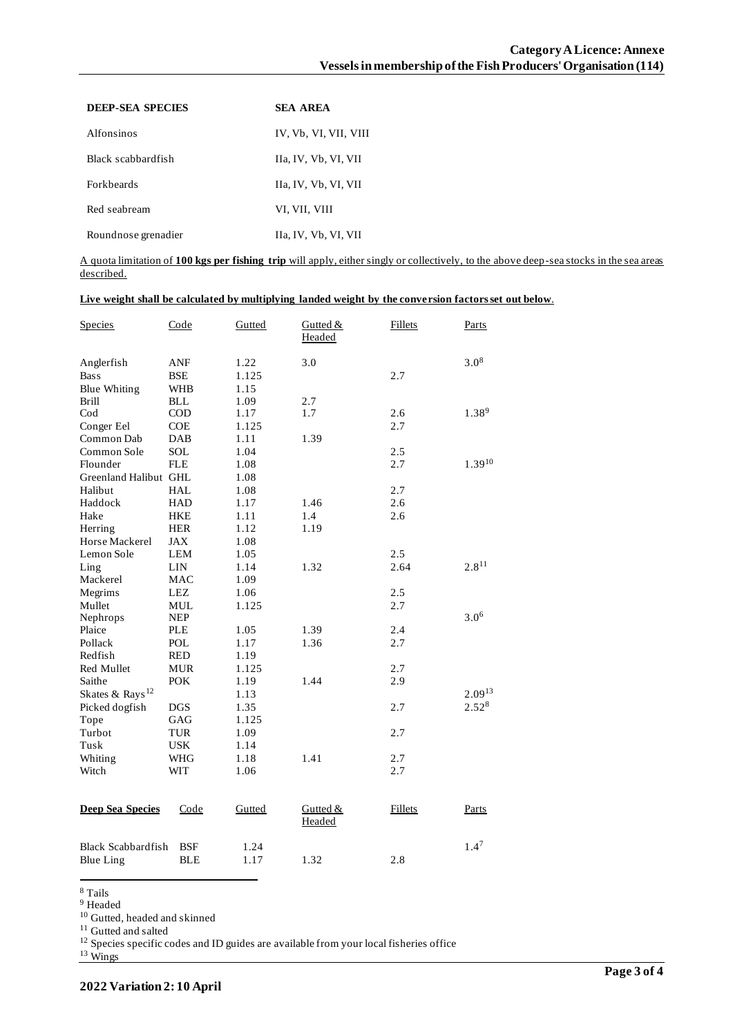| DEEP-SEA SPECIES | SEA AREA |
|---|---|
| Alfonsinos | IV, Vb, VI, VII, VIII |
| Black scabbardfish | IIa, IV, Vb, VI, VII |
| Forkbeards | IIa, IV, Vb, VI, VII |
| Red seabream | VI, VII, VIII |
| Roundnose grenadier | IIa, IV, Vb, VI, VII |

A quota limitation of **100 kgs per fishing trip** will apply, either singly or collectively, to the above deep-sea stocks in the sea areas described.

**Live weight shall be calculated by multiplying landed weight by the conversion factors set out below**.

| Species | Code | Gutted | Gutted & Headed | Fillets | Parts |
|---|---|---|---|---|---|
| Anglerfish | ANF | 1.22 | 3.0 | | 3.0[8] |
| Bass | BSE | 1.125 | | 2.7 | |
| Blue Whiting | WHB | 1.15 | | | |
| Brill | BLL | 1.09 | 2.7 | | |
| Cod | COD | 1.17 | 1.7 | 2.6 | 1.38[9] |
| Conger Eel | COE | 1.125 | | 2.7 | |
| Common Dab | DAB | 1.11 | 1.39 | | |
| Common Sole | SOL | 1.04 | | 2.5 | |
| Flounder | FLE | 1.08 | | 2.7 | 1.39[10] |
| Greenland Halibut | GHL | 1.08 | | | |
| Halibut | HAL | 1.08 | | 2.7 | |
| Haddock | HAD | 1.17 | 1.46 | 2.6 | |
| Hake | HKE | 1.11 | 1.4 | 2.6 | |
| Herring | HER | 1.12 | 1.19 | | |
| Horse Mackerel | JAX | 1.08 | | | |
| Lemon Sole | LEM | 1.05 | | 2.5 | |
| Ling | LIN | 1.14 | 1.32 | 2.64 | 2.8[11] |
| Mackerel | MAC | 1.09 | | | |
| Megrims | LEZ | 1.06 | | 2.5 | |
| Mullet | MUL | 1.125 | | 2.7 | |
| Nephrops | NEP | | | | 3.0[6] |
| Plaice | PLE | 1.05 | 1.39 | 2.4 | |
| Pollack | POL | 1.17 | 1.36 | 2.7 | |
| Redfish | RED | 1.19 | | | |
| Red Mullet | MUR | 1.125 | | 2.7 | |
| Saithe | POK | 1.19 | 1.44 | 2.9 | |
| Skates & Rays[12] | | 1.13 | | | 2.09[13] |
| Picked dogfish | DGS | 1.35 | | 2.7 | 2.52[8] |
| Tope | GAG | 1.125 | | | |
| Turbot | TUR | 1.09 | | 2.7 | |
| Tusk | USK | 1.14 | | | |
| Whiting | WHG | 1.18 | 1.41 | 2.7 | |
| Witch | WIT | 1.06 | | 2.7 | |

| **Deep Sea Species** | Code | Gutted | Gutted & Headed | Fillets | Parts |
|---|---|---|---|---|---|
| Black Scabbardfish | BSF | 1.24 | | | 1.4[7] |
| Blue Ling | BLE | 1.17 | 1.32 | 2.8 | |

[8] Tails

[9] Headed

[10] Gutted, headed and skinned

[11] Gutted and salted

[12] Species specific codes and ID guides are available from your local fisheries office

[13] Wings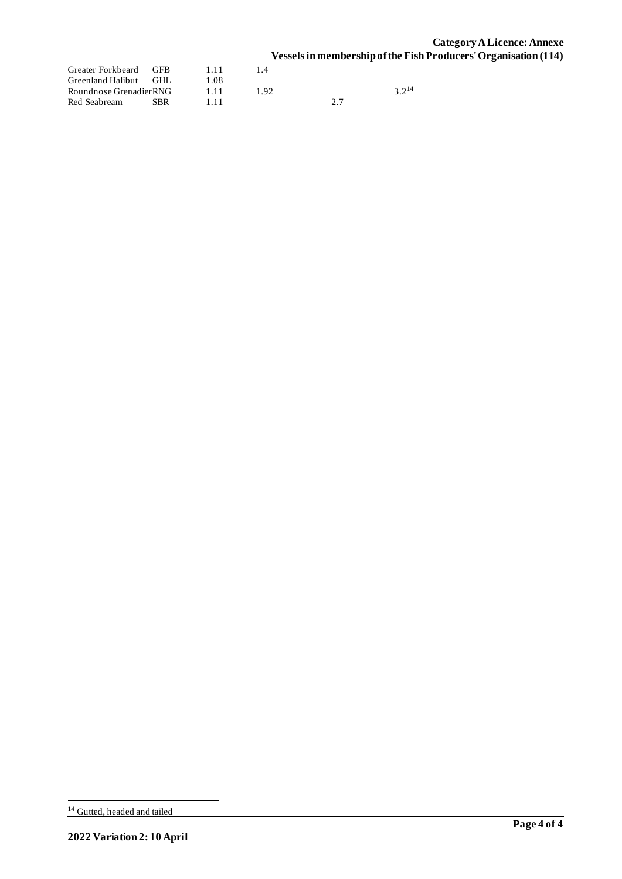| | | | | | |
|---|---|---|---|---|---|
| Greater Forkbeard | GFB | 1.11 | 1.4 | | |
| Greenland Halibut | GHL | 1.08 | | | |
| Roundnose Grenadier | RNG | 1.11 | 1.92 | | 3.2[14] |
| Red Seabream | SBR | 1.11 | | 2.7 | |

[14] Gutted, headed and tailed